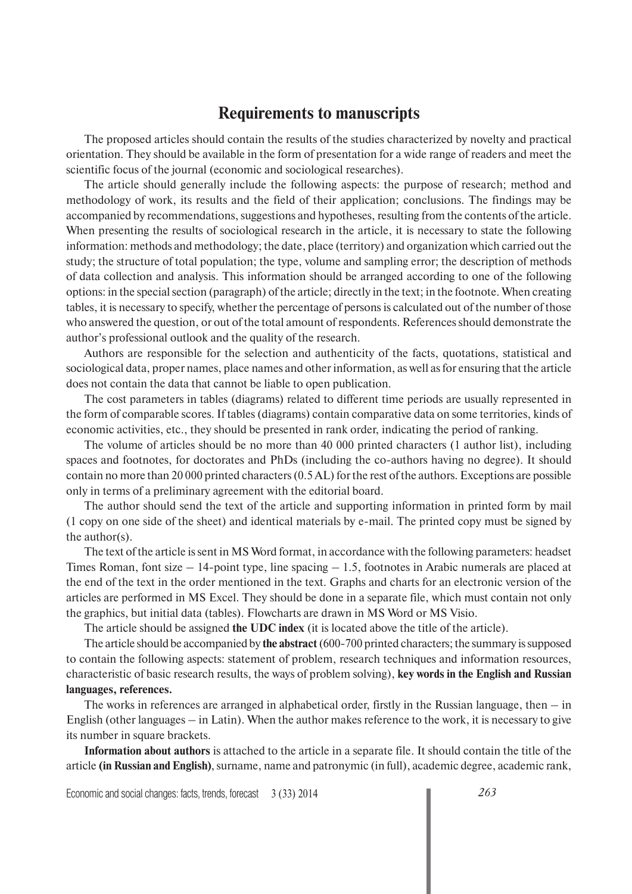# Requirements to manuscripts

The proposed articles should contain the results of the studies characterized by novelty and practical orientation. They should be available in the form of presentation for a wide range of readers and meet the scientific focus of the journal (economic and sociological researches).

The article should generally include the following aspects: the purpose of research; method and methodology of work, its results and the field of their application; conclusions. The findings may be accompanied by recommendations, suggestions and hypotheses, resulting from the contents of the article. When presenting the results of sociological research in the article, it is necessary to state the following information: methods and methodology; the date, place (territory) and organization which carried out the study; the structure of total population; the type, volume and sampling error; the description of methods of data collection and analysis. This information should be arranged according to one of the following options: in the special section (paragraph) of the article; directly in the text; in the footnote. When creating tables, it is necessary to specify, whether the percentage of persons is calculated out of the number of those who answered the question, or out of the total amount of respondents. References should demonstrate the author's professional outlook and the quality of the research.

Authors are responsible for the selection and authenticity of the facts, quotations, statistical and sociological data, proper names, place names and other information, as well as for ensuring that the article does not contain the data that cannot be liable to open publication.

The cost parameters in tables (diagrams) related to different time periods are usually represented in the form of comparable scores. If tables (diagrams) contain comparative data on some territories, kinds of economic activities, etc., they should be presented in rank order, indicating the period of ranking.

The volume of articles should be no more than 40 000 printed characters (1 author list), including spaces and footnotes, for doctorates and PhDs (including the co-authors having no degree). It should contain no more than 20 000 printed characters (0.5 AL) for the rest of the authors. Exceptions are possible only in terms of a preliminary agreement with the editorial board.

The author should send the text of the article and supporting information in printed form by mail (1 copy on one side of the sheet) and identical materials by e-mail. The printed copy must be signed by the author(s).

The text of the article is sent in MS Word format, in accordance with the following parameters: headset Times Roman, font size – 14-point type, line spacing – 1.5, footnotes in Arabic numerals are placed at the end of the text in the order mentioned in the text. Graphs and charts for an electronic version of the articles are performed in MS Excel. They should be done in a separate file, which must contain not only the graphics, but initial data (tables). Flowcharts are drawn in MS Word or MS Visio.

The article should be assigned **the UDC index** (it is located above the title of the article).

The article should be accompanied by **the abstract** (600-700 printed characters; the summary is supposed to contain the following aspects: statement of problem, research techniques and information resources, characteristic of basic research results, the ways of problem solving), **key words in the English and Russian languages, references.**

The works in references are arranged in alphabetical order, firstly in the Russian language, then – in English (other languages – in Latin). When the author makes reference to the work, it is necessary to give its number in square brackets.

**Information about authors** is attached to the article in a separate file. It should contain the title of the article **(in Russian and English)**, surname, name and patronymic (in full), academic degree, academic rank,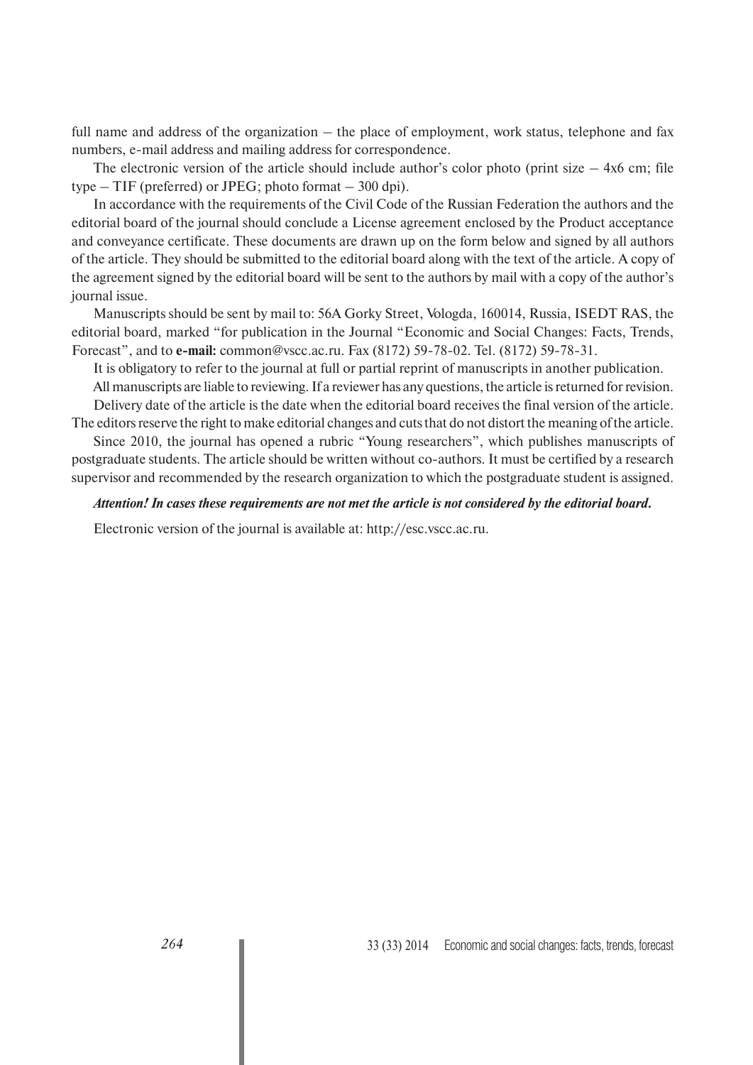full name and address of the organization – the place of employment, work status, telephone and fax numbers, e-mail address and mailing address for correspondence.

The electronic version of the article should include author's color photo (print size – 4x6 cm; file type – TIF (preferred) or JPEG; photo format – 300 dpi).

In accordance with the requirements of the Civil Code of the Russian Federation the authors and the editorial board of the journal should conclude a License agreement enclosed by the Product acceptance and conveyance certificate. These documents are drawn up on the form below and signed by all authors of the article. They should be submitted to the editorial board along with the text of the article. A copy of the agreement signed by the editorial board will be sent to the authors by mail with a copy of the author's journal issue.

Manuscripts should be sent by mail to: 56A Gorky Street, Vologda, 160014, Russia, ISEDT RAS, the editorial board, marked "for publication in the Journal "Economic and Social Changes: Facts, Trends, Forecast", and to **e-mail:** common@vscc.ac.ru. Fax (8172) 59-78-02. Tel. (8172) 59-78-31.

It is obligatory to refer to the journal at full or partial reprint of manuscripts in another publication.

All manuscripts are liable to reviewing. If a reviewer has any questions, the article is returned for revision.

Delivery date of the article is the date when the editorial board receives the final version of the article.

The editors reserve the right to make editorial changes and cuts that do not distort the meaning of the article.

Since 2010, the journal has opened a rubric "Young researchers", which publishes manuscripts of postgraduate students. The article should be written without co-authors. It must be certified by a research supervisor and recommended by the research organization to which the postgraduate student is assigned.

***Attention! In cases these requirements are not met the article is not considered by the editorial board.***

Electronic version of the journal is available at: http://esc.vscc.ac.ru.